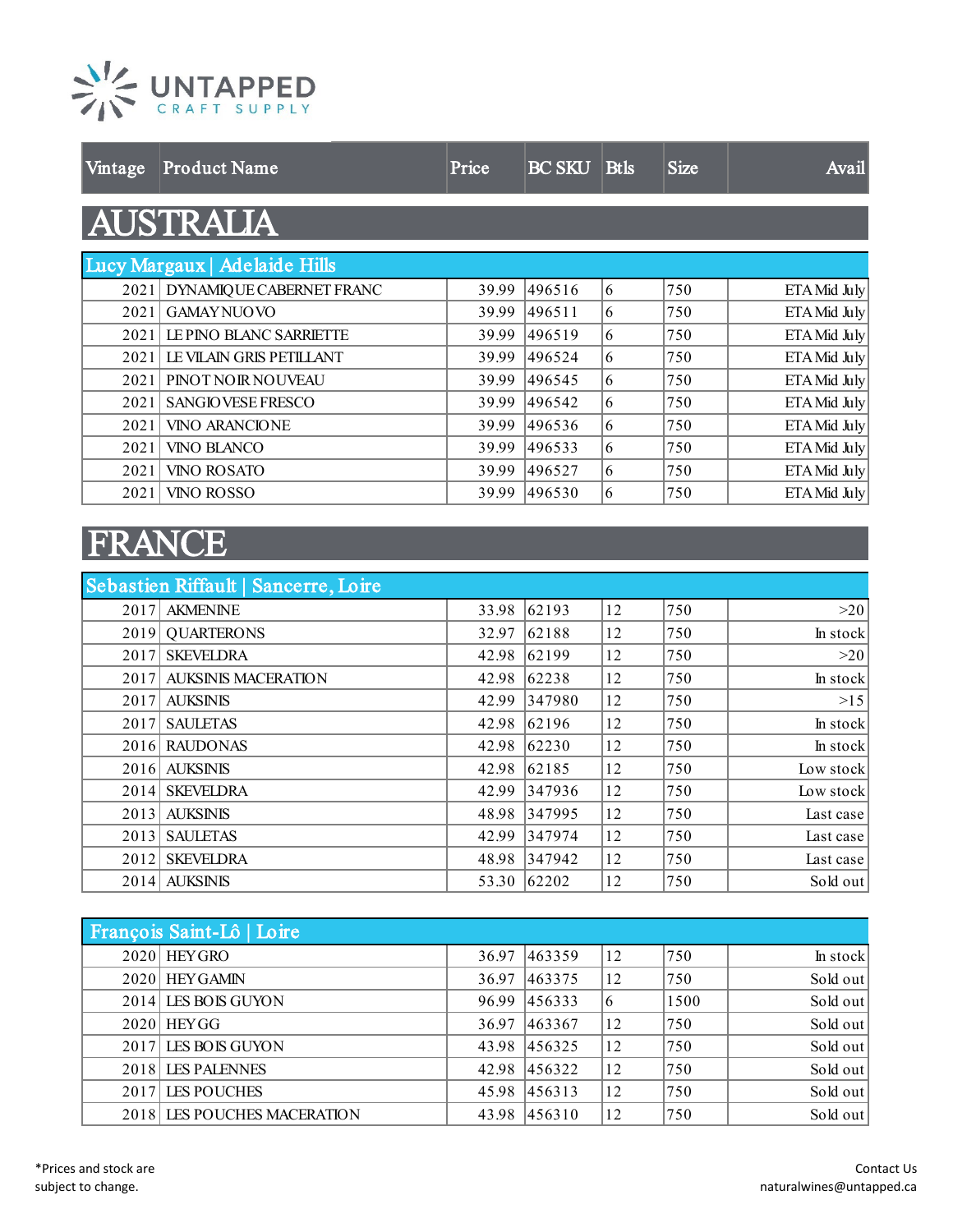# UNTAPPED
CRAFT SUPPLY

| Vintage | Product Name | Price | BC SKU | Btls | Size | Avail |
|---|---|---|---|---|---|---|
| **AUSTRALIA** | | | | | | |
| **Lucy Margaux \| Adelaide Hills** | | | | | | |
| 2021 | DYNAMIQUE CABERNET FRANC | 39.99 | 496516 | 6 | 750 | ETA Mid July |
| 2021 | GAMAY NUOVO | 39.99 | 496511 | 6 | 750 | ETA Mid July |
| 2021 | LE PINO BLANC SARRIETTE | 39.99 | 496519 | 6 | 750 | ETA Mid July |
| 2021 | LE VILAIN GRIS PETILLANT | 39.99 | 496524 | 6 | 750 | ETA Mid July |
| 2021 | PINOT NOIR NOUVEAU | 39.99 | 496545 | 6 | 750 | ETA Mid July |
| 2021 | SANGIOVESE FRESCO | 39.99 | 496542 | 6 | 750 | ETA Mid July |
| 2021 | VINO ARANCIONE | 39.99 | 496536 | 6 | 750 | ETA Mid July |
| 2021 | VINO BLANCO | 39.99 | 496533 | 6 | 750 | ETA Mid July |
| 2021 | VINO ROSATO | 39.99 | 496527 | 6 | 750 | ETA Mid July |
| 2021 | VINO ROSSO | 39.99 | 496530 | 6 | 750 | ETA Mid July |
| **FRANCE** | | | | | | |
| **Sebastien Riffault \| Sancerre, Loire** | | | | | | |
| 2017 | AKMENINE | 33.98 | 62193 | 12 | 750 | >20 |
| 2019 | QUARTERONS | 32.97 | 62188 | 12 | 750 | In stock |
| 2017 | SKEVELDRA | 42.98 | 62199 | 12 | 750 | >20 |
| 2017 | AUKSINIS MACERATION | 42.98 | 62238 | 12 | 750 | In stock |
| 2017 | AUKSINIS | 42.99 | 347980 | 12 | 750 | >15 |
| 2017 | SAULETAS | 42.98 | 62196 | 12 | 750 | In stock |
| 2016 | RAUDONAS | 42.98 | 62230 | 12 | 750 | In stock |
| 2016 | AUKSINIS | 42.98 | 62185 | 12 | 750 | Low stock |
| 2014 | SKEVELDRA | 42.99 | 347936 | 12 | 750 | Low stock |
| 2013 | AUKSINIS | 48.98 | 347995 | 12 | 750 | Last case |
| 2013 | SAULETAS | 42.99 | 347974 | 12 | 750 | Last case |
| 2012 | SKEVELDRA | 48.98 | 347942 | 12 | 750 | Last case |
| 2014 | AUKSINIS | 53.30 | 62202 | 12 | 750 | Sold out |
| **François Saint-Lô \| Loire** | | | | | | |
| 2020 | HEY GRO | 36.97 | 463359 | 12 | 750 | In stock |
| 2020 | HEY GAMIN | 36.97 | 463375 | 12 | 750 | Sold out |
| 2014 | LES BOIS GUYON | 96.99 | 456333 | 6 | 1500 | Sold out |
| 2020 | HEY GG | 36.97 | 463367 | 12 | 750 | Sold out |
| 2017 | LES BOIS GUYON | 43.98 | 456325 | 12 | 750 | Sold out |
| 2018 | LES PALENNES | 42.98 | 456322 | 12 | 750 | Sold out |
| 2017 | LES POUCHES | 45.98 | 456313 | 12 | 750 | Sold out |
| 2018 | LES POUCHES MACERATION | 43.98 | 456310 | 12 | 750 | Sold out |

*Prices and stock are subject to change.

Contact Us
naturalwines@untapped.ca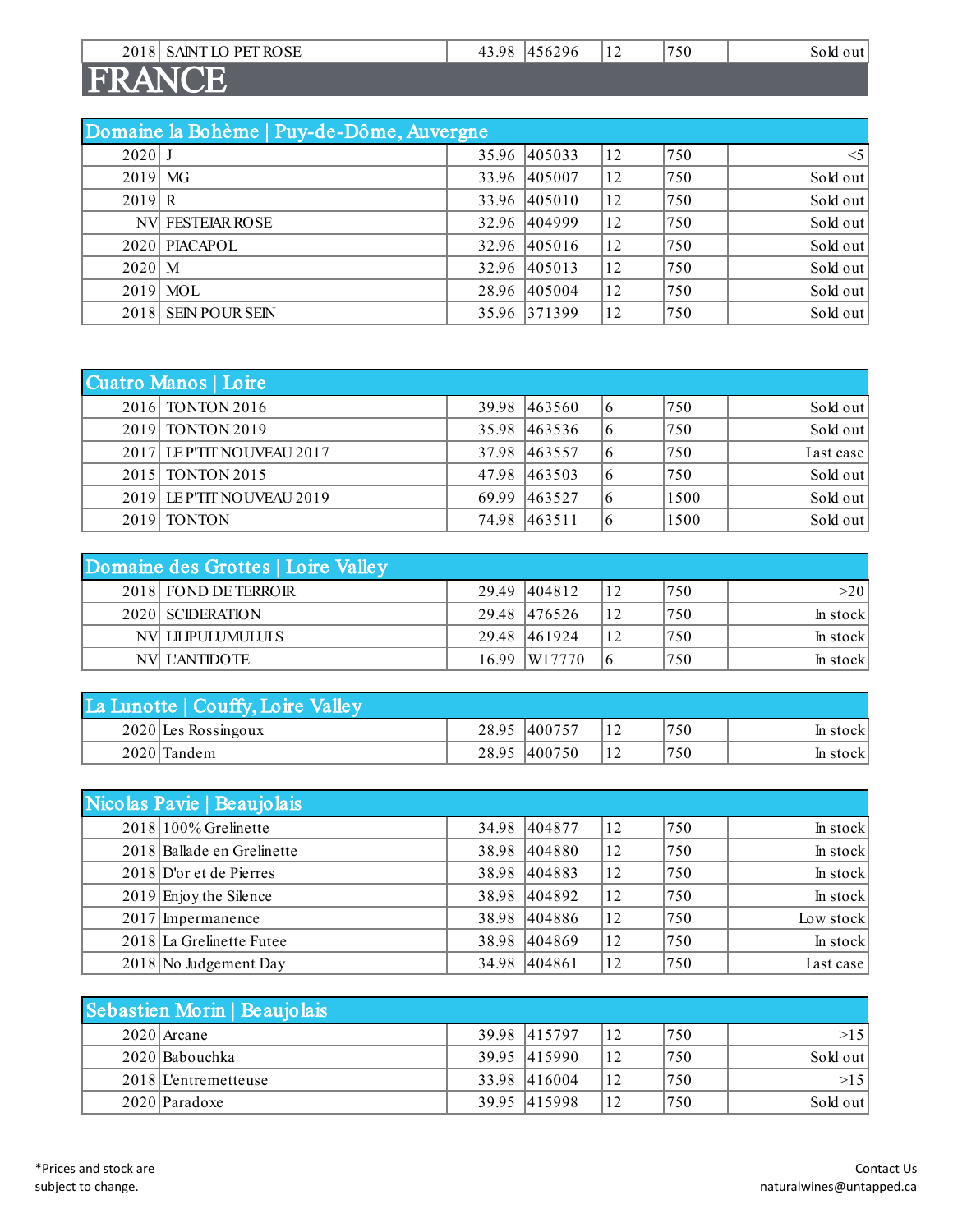| 2018 | SAINT LO PET ROSE | 43.98 | 456296 | 12 | 750 | Sold out |
|---|---|---|---|---|---|---|

# FRANCE

| Domaine la Bohème \| Puy-de-Dôme, Auvergne | | | | | | |
|---|---|---|---|---|---|---|
| 2020 | J | 35.96 | 405033 | 12 | 750 | <5 |
| 2019 | MG | 33.96 | 405007 | 12 | 750 | Sold out |
| 2019 | R | 33.96 | 405010 | 12 | 750 | Sold out |
| NV | FESTEJAR ROSE | 32.96 | 404999 | 12 | 750 | Sold out |
| 2020 | PIACAPOL | 32.96 | 405016 | 12 | 750 | Sold out |
| 2020 | M | 32.96 | 405013 | 12 | 750 | Sold out |
| 2019 | MOL | 28.96 | 405004 | 12 | 750 | Sold out |
| 2018 | SEIN POUR SEIN | 35.96 | 371399 | 12 | 750 | Sold out |

| Cuatro Manos \| Loire | | | | | | |
|---|---|---|---|---|---|---|
| 2016 | TONTON 2016 | 39.98 | 463560 | 6 | 750 | Sold out |
| 2019 | TONTON 2019 | 35.98 | 463536 | 6 | 750 | Sold out |
| 2017 | LE P'TIT NOUVEAU 2017 | 37.98 | 463557 | 6 | 750 | Last case |
| 2015 | TONTON 2015 | 47.98 | 463503 | 6 | 750 | Sold out |
| 2019 | LE P'TIT NOUVEAU 2019 | 69.99 | 463527 | 6 | 1500 | Sold out |
| 2019 | TONTON | 74.98 | 463511 | 6 | 1500 | Sold out |

| Domaine des Grottes \| Loire Valley | | | | | | |
|---|---|---|---|---|---|---|
| 2018 | FOND DE TERROIR | 29.49 | 404812 | 12 | 750 | >20 |
| 2020 | SCIDERATION | 29.48 | 476526 | 12 | 750 | In stock |
| NV | LILIPULUMULULS | 29.48 | 461924 | 12 | 750 | In stock |
| NV | L'ANTIDOTE | 16.99 | W17770 | 6 | 750 | In stock |

| La Lunotte \| Couffy, Loire Valley | | | | | | |
|---|---|---|---|---|---|---|
| 2020 | Les Rossingoux | 28.95 | 400757 | 12 | 750 | In stock |
| 2020 | Tandem | 28.95 | 400750 | 12 | 750 | In stock |

| Nicolas Pavie \| Beaujolais | | | | | | |
|---|---|---|---|---|---|---|
| 2018 | 100% Grelinette | 34.98 | 404877 | 12 | 750 | In stock |
| 2018 | Ballade en Grelinette | 38.98 | 404880 | 12 | 750 | In stock |
| 2018 | D'or et de Pierres | 38.98 | 404883 | 12 | 750 | In stock |
| 2019 | Enjoy the Silence | 38.98 | 404892 | 12 | 750 | In stock |
| 2017 | Impermanence | 38.98 | 404886 | 12 | 750 | Low stock |
| 2018 | La Grelinette Futee | 38.98 | 404869 | 12 | 750 | In stock |
| 2018 | No Judgement Day | 34.98 | 404861 | 12 | 750 | Last case |

| Sebastien Morin \| Beaujolais | | | | | | |
|---|---|---|---|---|---|---|
| 2020 | Arcane | 39.98 | 415797 | 12 | 750 | >15 |
| 2020 | Babouchka | 39.95 | 415990 | 12 | 750 | Sold out |
| 2018 | L'entremetteuse | 33.98 | 416004 | 12 | 750 | >15 |
| 2020 | Paradoxe | 39.95 | 415998 | 12 | 750 | Sold out |

*Prices and stock are subject to change.

Contact Us
naturalwines@untapped.ca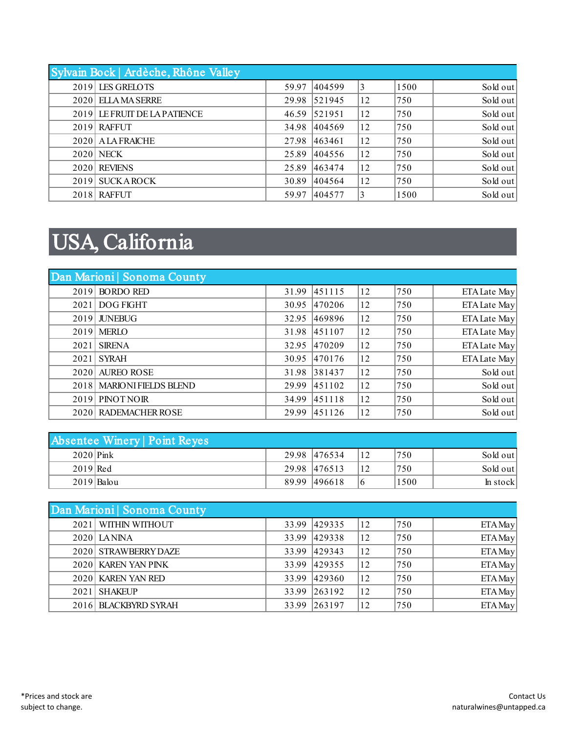## Sylvain Bock | Ardèche, Rhône Valley

| | | | | | | |
|---|---|---|---|---|---|---|
| 2019 | LES GRELOTS | 59.97 | 404599 | 3 | 1500 | Sold out |
| 2020 | ELLA MA SERRE | 29.98 | 521945 | 12 | 750 | Sold out |
| 2019 | LE FRUIT DE LA PATIENCE | 46.59 | 521951 | 12 | 750 | Sold out |
| 2019 | RAFFUT | 34.98 | 404569 | 12 | 750 | Sold out |
| 2020 | A LA FRAICHE | 27.98 | 463461 | 12 | 750 | Sold out |
| 2020 | NECK | 25.89 | 404556 | 12 | 750 | Sold out |
| 2020 | REVIENS | 25.89 | 463474 | 12 | 750 | Sold out |
| 2019 | SUCK A ROCK | 30.89 | 404564 | 12 | 750 | Sold out |
| 2018 | RAFFUT | 59.97 | 404577 | 3 | 1500 | Sold out |

# USA, California

## Dan Marioni | Sonoma County

| | | | | | | |
|---|---|---|---|---|---|---|
| 2019 | BORDO RED | 31.99 | 451115 | 12 | 750 | ETA Late May |
| 2021 | DOG FIGHT | 30.95 | 470206 | 12 | 750 | ETA Late May |
| 2019 | JUNEBUG | 32.95 | 469896 | 12 | 750 | ETA Late May |
| 2019 | MERLO | 31.98 | 451107 | 12 | 750 | ETA Late May |
| 2021 | SIRENA | 32.95 | 470209 | 12 | 750 | ETA Late May |
| 2021 | SYRAH | 30.95 | 470176 | 12 | 750 | ETA Late May |
| 2020 | AUREO ROSE | 31.98 | 381437 | 12 | 750 | Sold out |
| 2018 | MARIONI FIELDS BLEND | 29.99 | 451102 | 12 | 750 | Sold out |
| 2019 | PINOT NOIR | 34.99 | 451118 | 12 | 750 | Sold out |
| 2020 | RADEMACHER ROSE | 29.99 | 451126 | 12 | 750 | Sold out |

## Absentee Winery | Point Reyes

| | | | | | | |
|---|---|---|---|---|---|---|
| 2020 | Pink | 29.98 | 476534 | 12 | 750 | Sold out |
| 2019 | Red | 29.98 | 476513 | 12 | 750 | Sold out |
| 2019 | Balou | 89.99 | 496618 | 6 | 1500 | In stock |

## Dan Marioni | Sonoma County

| | | | | | | |
|---|---|---|---|---|---|---|
| 2021 | WITHIN WITHOUT | 33.99 | 429335 | 12 | 750 | ETA May |
| 2020 | LA NINA | 33.99 | 429338 | 12 | 750 | ETA May |
| 2020 | STRAWBERRY DAZE | 33.99 | 429343 | 12 | 750 | ETA May |
| 2020 | KAREN YAN PINK | 33.99 | 429355 | 12 | 750 | ETA May |
| 2020 | KAREN YAN RED | 33.99 | 429360 | 12 | 750 | ETA May |
| 2021 | SHAKEUP | 33.99 | 263192 | 12 | 750 | ETA May |
| 2016 | BLACKBYRD SYRAH | 33.99 | 263197 | 12 | 750 | ETA May |

*Prices and stock are subject to change.

Contact Us
naturalwines@untapped.ca